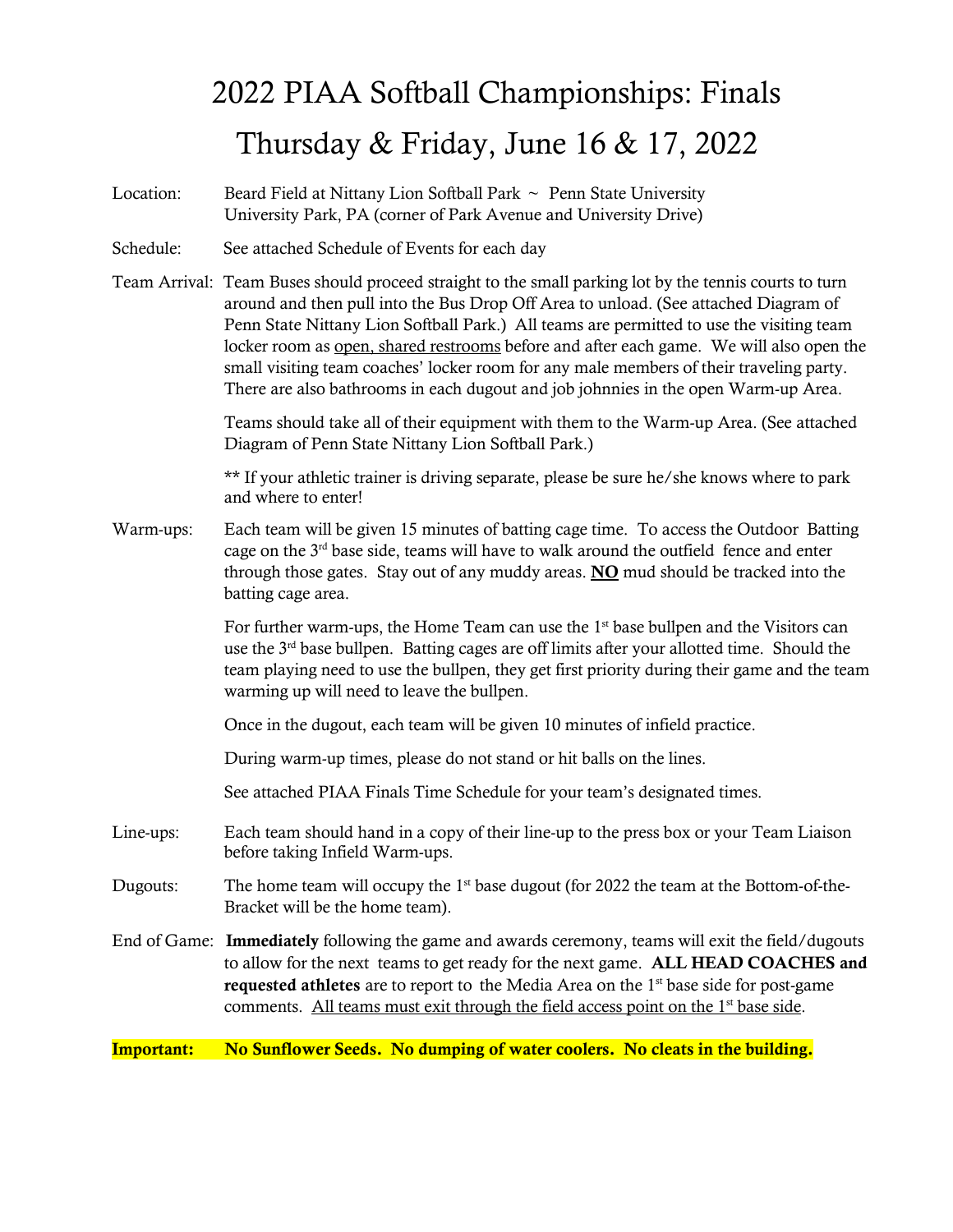# 2022 PIAA Softball Championships: Finals

# Thursday & Friday, June 16 & 17, 2022

Location: Beard Field at Nittany Lion Softball Park ~ Penn State University
University Park, PA (corner of Park Avenue and University Drive)

Schedule: See attached Schedule of Events for each day

Team Arrival: Team Buses should proceed straight to the small parking lot by the tennis courts to turn around and then pull into the Bus Drop Off Area to unload. (See attached Diagram of Penn State Nittany Lion Softball Park.) All teams are permitted to use the visiting team locker room as <u>open, shared restrooms</u> before and after each game. We will also open the small visiting team coaches' locker room for any male members of their traveling party. There are also bathrooms in each dugout and job johnnies in the open Warm-up Area.

Teams should take all of their equipment with them to the Warm-up Area. (See attached Diagram of Penn State Nittany Lion Softball Park.)

** If your athletic trainer is driving separate, please be sure he/she knows where to park and where to enter!

Warm-ups: Each team will be given 15 minutes of batting cage time. To access the Outdoor Batting cage on the 3rd base side, teams will have to walk around the outfield fence and enter through those gates. Stay out of any muddy areas. <u>**NO**</u> mud should be tracked into the batting cage area.

For further warm-ups, the Home Team can use the 1st base bullpen and the Visitors can use the 3rd base bullpen. Batting cages are off limits after your allotted time. Should the team playing need to use the bullpen, they get first priority during their game and the team warming up will need to leave the bullpen.

Once in the dugout, each team will be given 10 minutes of infield practice.

During warm-up times, please do not stand or hit balls on the lines.

See attached PIAA Finals Time Schedule for your team's designated times.

Line-ups: Each team should hand in a copy of their line-up to the press box or your Team Liaison before taking Infield Warm-ups.

Dugouts: The home team will occupy the 1st base dugout (for 2022 the team at the Bottom-of-the-Bracket will be the home team).

End of Game: **Immediately** following the game and awards ceremony, teams will exit the field/dugouts to allow for the next teams to get ready for the next game. **ALL HEAD COACHES and requested athletes** are to report to the Media Area on the 1st base side for post-game comments. <u>All teams must exit through the field access point on the 1st base side</u>.

**Important: No Sunflower Seeds. No dumping of water coolers. No cleats in the building.**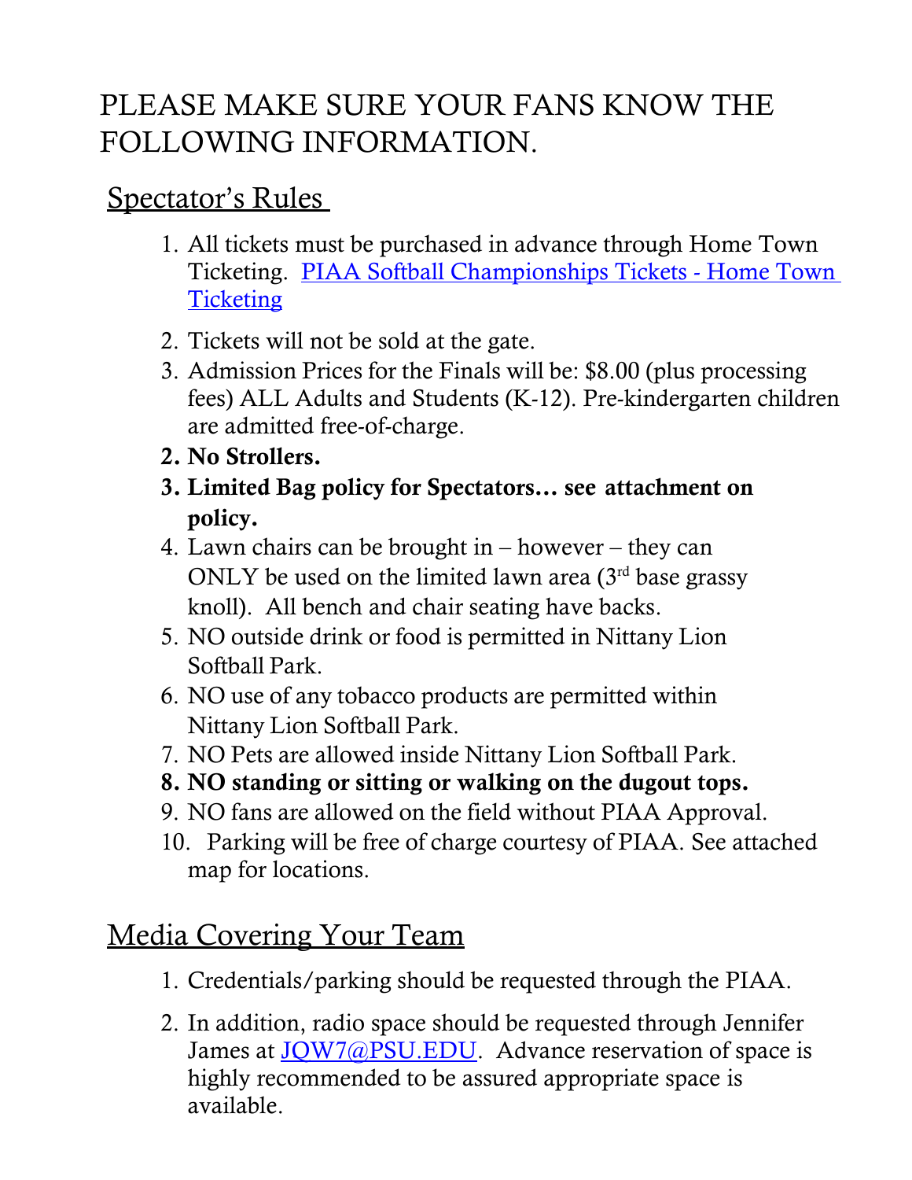# PLEASE MAKE SURE YOUR FANS KNOW THE FOLLOWING INFORMATION.

## Spectator's Rules

1. All tickets must be purchased in advance through Home Town Ticketing. [PIAA Softball Championships Tickets - Home Town Ticketing]()
2. Tickets will not be sold at the gate.
3. Admission Prices for the Finals will be: $8.00 (plus processing fees) ALL Adults and Students (K-12). Pre-kindergarten children are admitted free-of-charge.
2. **No Strollers.**
3. **Limited Bag policy for Spectators… see attachment on policy.**
4. Lawn chairs can be brought in – however – they can ONLY be used on the limited lawn area (3rd base grassy knoll). All bench and chair seating have backs.
5. NO outside drink or food is permitted in Nittany Lion Softball Park.
6. NO use of any tobacco products are permitted within Nittany Lion Softball Park.
7. NO Pets are allowed inside Nittany Lion Softball Park.
8. **NO standing or sitting or walking on the dugout tops.**
9. NO fans are allowed on the field without PIAA Approval.
10. Parking will be free of charge courtesy of PIAA. See attached map for locations.

## Media Covering Your Team

1. Credentials/parking should be requested through the PIAA.
2. In addition, radio space should be requested through Jennifer James at [JQW7@PSU.EDU](mailto:JQW7@PSU.EDU). Advance reservation of space is highly recommended to be assured appropriate space is available.